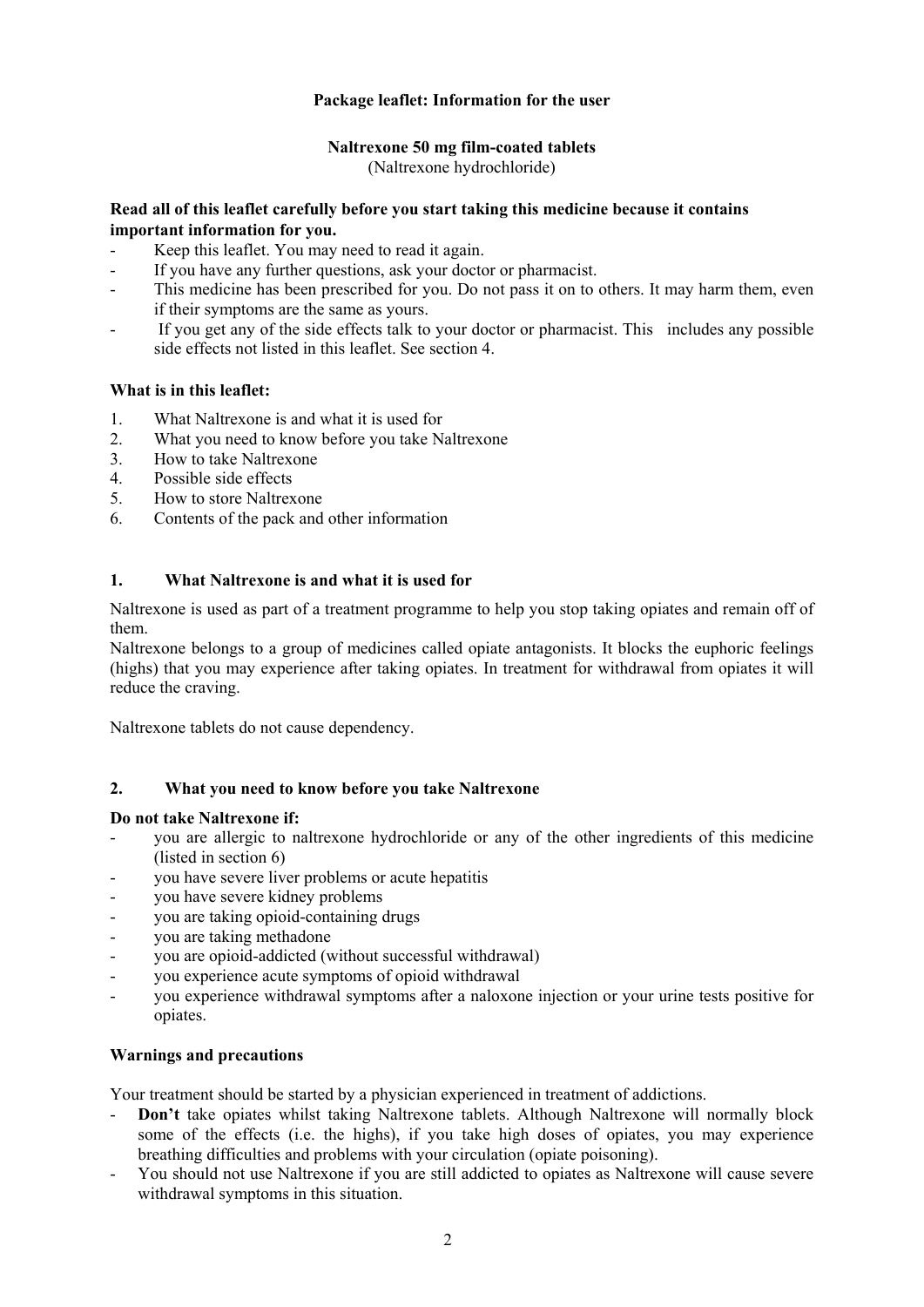**Package leaflet: Information for the user**

**Naltrexone 50 mg film-coated tablets**
(Naltrexone hydrochloride)

**Read all of this leaflet carefully before you start taking this medicine because it contains important information for you.**

- Keep this leaflet. You may need to read it again.
- If you have any further questions, ask your doctor or pharmacist.
- This medicine has been prescribed for you. Do not pass it on to others. It may harm them, even if their symptoms are the same as yours.
- If you get any of the side effects talk to your doctor or pharmacist. This includes any possible side effects not listed in this leaflet. See section 4.

**What is in this leaflet:**

1. What Naltrexone is and what it is used for
2. What you need to know before you take Naltrexone
3. How to take Naltrexone
4. Possible side effects
5. How to store Naltrexone
6. Contents of the pack and other information

## 1. What Naltrexone is and what it is used for

Naltrexone is used as part of a treatment programme to help you stop taking opiates and remain off of them.
Naltrexone belongs to a group of medicines called opiate antagonists. It blocks the euphoric feelings (highs) that you may experience after taking opiates. In treatment for withdrawal from opiates it will reduce the craving.

Naltrexone tablets do not cause dependency.

## 2. What you need to know before you take Naltrexone

**Do not take Naltrexone if:**

- you are allergic to naltrexone hydrochloride or any of the other ingredients of this medicine (listed in section 6)
- you have severe liver problems or acute hepatitis
- you have severe kidney problems
- you are taking opioid-containing drugs
- you are taking methadone
- you are opioid-addicted (without successful withdrawal)
- you experience acute symptoms of opioid withdrawal
- you experience withdrawal symptoms after a naloxone injection or your urine tests positive for opiates.

**Warnings and precautions**

Your treatment should be started by a physician experienced in treatment of addictions.

- **Don't** take opiates whilst taking Naltrexone tablets. Although Naltrexone will normally block some of the effects (i.e. the highs), if you take high doses of opiates, you may experience breathing difficulties and problems with your circulation (opiate poisoning).
- You should not use Naltrexone if you are still addicted to opiates as Naltrexone will cause severe withdrawal symptoms in this situation.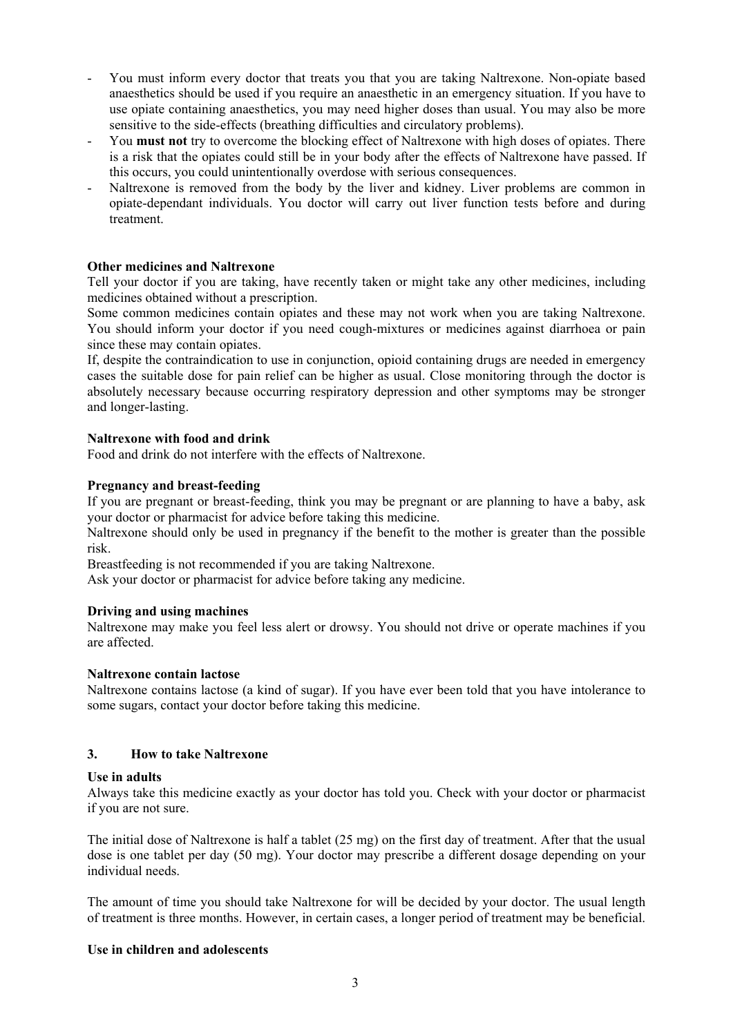- You must inform every doctor that treats you that you are taking Naltrexone. Non-opiate based anaesthetics should be used if you require an anaesthetic in an emergency situation. If you have to use opiate containing anaesthetics, you may need higher doses than usual. You may also be more sensitive to the side-effects (breathing difficulties and circulatory problems).
- You **must not** try to overcome the blocking effect of Naltrexone with high doses of opiates. There is a risk that the opiates could still be in your body after the effects of Naltrexone have passed. If this occurs, you could unintentionally overdose with serious consequences.
- Naltrexone is removed from the body by the liver and kidney. Liver problems are common in opiate-dependant individuals. You doctor will carry out liver function tests before and during treatment.

**Other medicines and Naltrexone**

Tell your doctor if you are taking, have recently taken or might take any other medicines, including medicines obtained without a prescription.

Some common medicines contain opiates and these may not work when you are taking Naltrexone. You should inform your doctor if you need cough-mixtures or medicines against diarrhoea or pain since these may contain opiates.

If, despite the contraindication to use in conjunction, opioid containing drugs are needed in emergency cases the suitable dose for pain relief can be higher as usual. Close monitoring through the doctor is absolutely necessary because occurring respiratory depression and other symptoms may be stronger and longer-lasting.

**Naltrexone with food and drink**

Food and drink do not interfere with the effects of Naltrexone.

**Pregnancy and breast-feeding**

If you are pregnant or breast-feeding, think you may be pregnant or are planning to have a baby, ask your doctor or pharmacist for advice before taking this medicine.

Naltrexone should only be used in pregnancy if the benefit to the mother is greater than the possible risk.

Breastfeeding is not recommended if you are taking Naltrexone.

Ask your doctor or pharmacist for advice before taking any medicine.

**Driving and using machines**

Naltrexone may make you feel less alert or drowsy. You should not drive or operate machines if you are affected.

**Naltrexone contain lactose**

Naltrexone contains lactose (a kind of sugar). If you have ever been told that you have intolerance to some sugars, contact your doctor before taking this medicine.

## 3. How to take Naltrexone

**Use in adults**

Always take this medicine exactly as your doctor has told you. Check with your doctor or pharmacist if you are not sure.

The initial dose of Naltrexone is half a tablet (25 mg) on the first day of treatment. After that the usual dose is one tablet per day (50 mg). Your doctor may prescribe a different dosage depending on your individual needs.

The amount of time you should take Naltrexone for will be decided by your doctor. The usual length of treatment is three months. However, in certain cases, a longer period of treatment may be beneficial.

**Use in children and adolescents**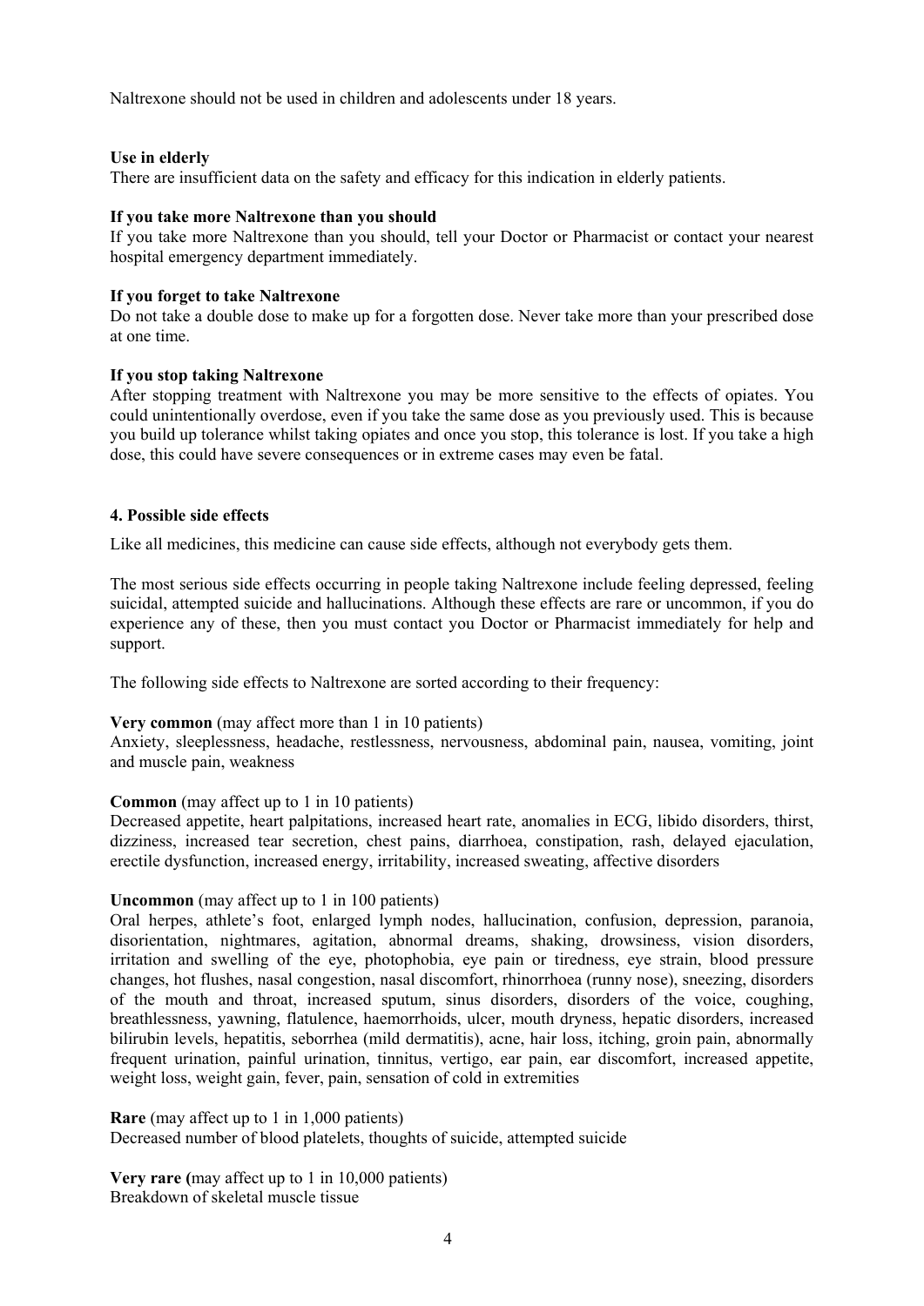Naltrexone should not be used in children and adolescents under 18 years.

**Use in elderly**

There are insufficient data on the safety and efficacy for this indication in elderly patients.

**If you take more Naltrexone than you should**

If you take more Naltrexone than you should, tell your Doctor or Pharmacist or contact your nearest hospital emergency department immediately.

**If you forget to take Naltrexone**

Do not take a double dose to make up for a forgotten dose. Never take more than your prescribed dose at one time.

**If you stop taking Naltrexone**

After stopping treatment with Naltrexone you may be more sensitive to the effects of opiates. You could unintentionally overdose, even if you take the same dose as you previously used. This is because you build up tolerance whilst taking opiates and once you stop, this tolerance is lost. If you take a high dose, this could have severe consequences or in extreme cases may even be fatal.

## 4. Possible side effects

Like all medicines, this medicine can cause side effects, although not everybody gets them.

The most serious side effects occurring in people taking Naltrexone include feeling depressed, feeling suicidal, attempted suicide and hallucinations. Although these effects are rare or uncommon, if you do experience any of these, then you must contact you Doctor or Pharmacist immediately for help and support.

The following side effects to Naltrexone are sorted according to their frequency:

**Very common** (may affect more than 1 in 10 patients)

Anxiety, sleeplessness, headache, restlessness, nervousness, abdominal pain, nausea, vomiting, joint and muscle pain, weakness

**Common** (may affect up to 1 in 10 patients)

Decreased appetite, heart palpitations, increased heart rate, anomalies in ECG, libido disorders, thirst, dizziness, increased tear secretion, chest pains, diarrhoea, constipation, rash, delayed ejaculation, erectile dysfunction, increased energy, irritability, increased sweating, affective disorders

**Uncommon** (may affect up to 1 in 100 patients)

Oral herpes, athlete's foot, enlarged lymph nodes, hallucination, confusion, depression, paranoia, disorientation, nightmares, agitation, abnormal dreams, shaking, drowsiness, vision disorders, irritation and swelling of the eye, photophobia, eye pain or tiredness, eye strain, blood pressure changes, hot flushes, nasal congestion, nasal discomfort, rhinorrhoea (runny nose), sneezing, disorders of the mouth and throat, increased sputum, sinus disorders, disorders of the voice, coughing, breathlessness, yawning, flatulence, haemorrhoids, ulcer, mouth dryness, hepatic disorders, increased bilirubin levels, hepatitis, seborrhea (mild dermatitis), acne, hair loss, itching, groin pain, abnormally frequent urination, painful urination, tinnitus, vertigo, ear pain, ear discomfort, increased appetite, weight loss, weight gain, fever, pain, sensation of cold in extremities

**Rare** (may affect up to 1 in 1,000 patients)

Decreased number of blood platelets, thoughts of suicide, attempted suicide

**Very rare (**may affect up to 1 in 10,000 patients)

Breakdown of skeletal muscle tissue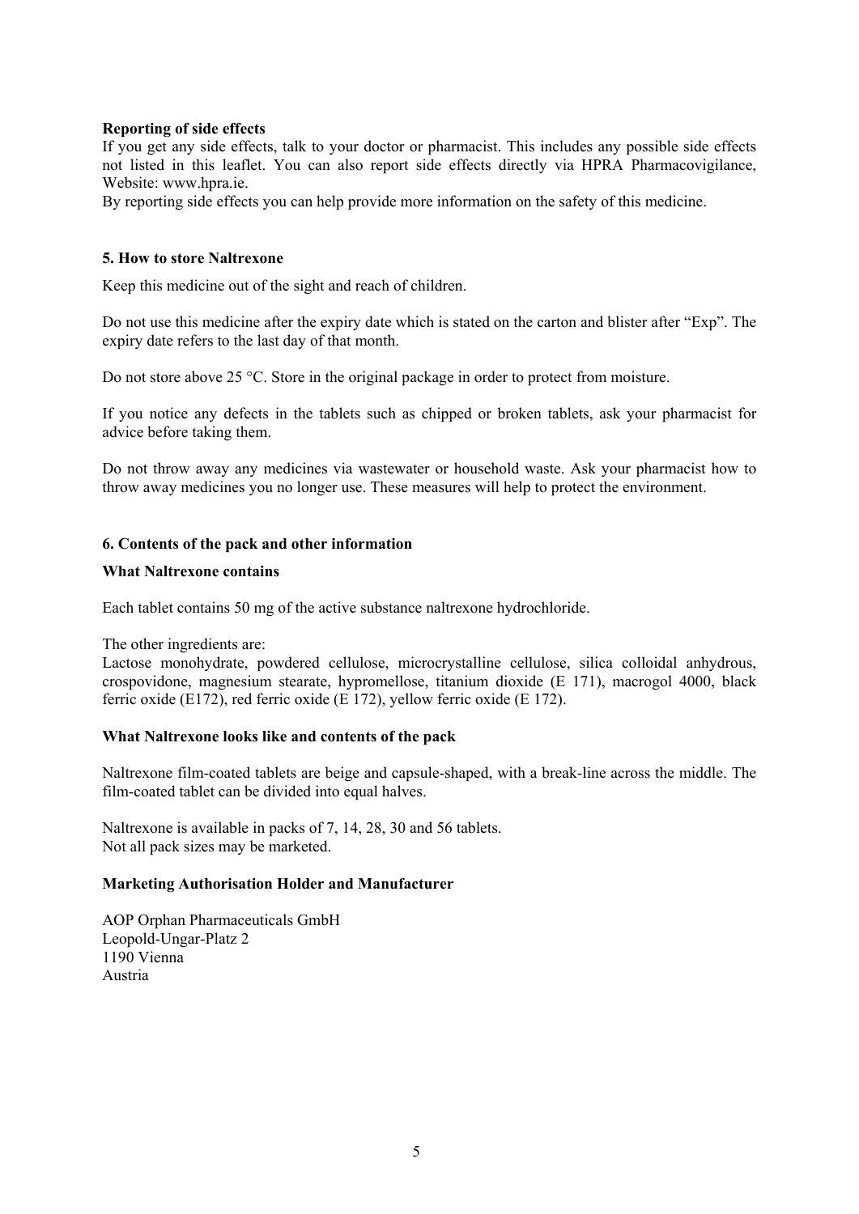**Reporting of side effects**

If you get any side effects, talk to your doctor or pharmacist. This includes any possible side effects not listed in this leaflet. You can also report side effects directly via HPRA Pharmacovigilance, Website: www.hpra.ie.

By reporting side effects you can help provide more information on the safety of this medicine.

## 5. How to store Naltrexone

Keep this medicine out of the sight and reach of children.

Do not use this medicine after the expiry date which is stated on the carton and blister after "Exp". The expiry date refers to the last day of that month.

Do not store above 25 °C. Store in the original package in order to protect from moisture.

If you notice any defects in the tablets such as chipped or broken tablets, ask your pharmacist for advice before taking them.

Do not throw away any medicines via wastewater or household waste. Ask your pharmacist how to throw away medicines you no longer use. These measures will help to protect the environment.

## 6. Contents of the pack and other information

**What Naltrexone contains**

Each tablet contains 50 mg of the active substance naltrexone hydrochloride.

The other ingredients are:
Lactose monohydrate, powdered cellulose, microcrystalline cellulose, silica colloidal anhydrous, crospovidone, magnesium stearate, hypromellose, titanium dioxide (E 171), macrogol 4000, black ferric oxide (E172), red ferric oxide (E 172), yellow ferric oxide (E 172).

**What Naltrexone looks like and contents of the pack**

Naltrexone film-coated tablets are beige and capsule-shaped, with a break-line across the middle. The film-coated tablet can be divided into equal halves.

Naltrexone is available in packs of 7, 14, 28, 30 and 56 tablets.
Not all pack sizes may be marketed.

**Marketing Authorisation Holder and Manufacturer**

AOP Orphan Pharmaceuticals GmbH
Leopold-Ungar-Platz 2
1190 Vienna
Austria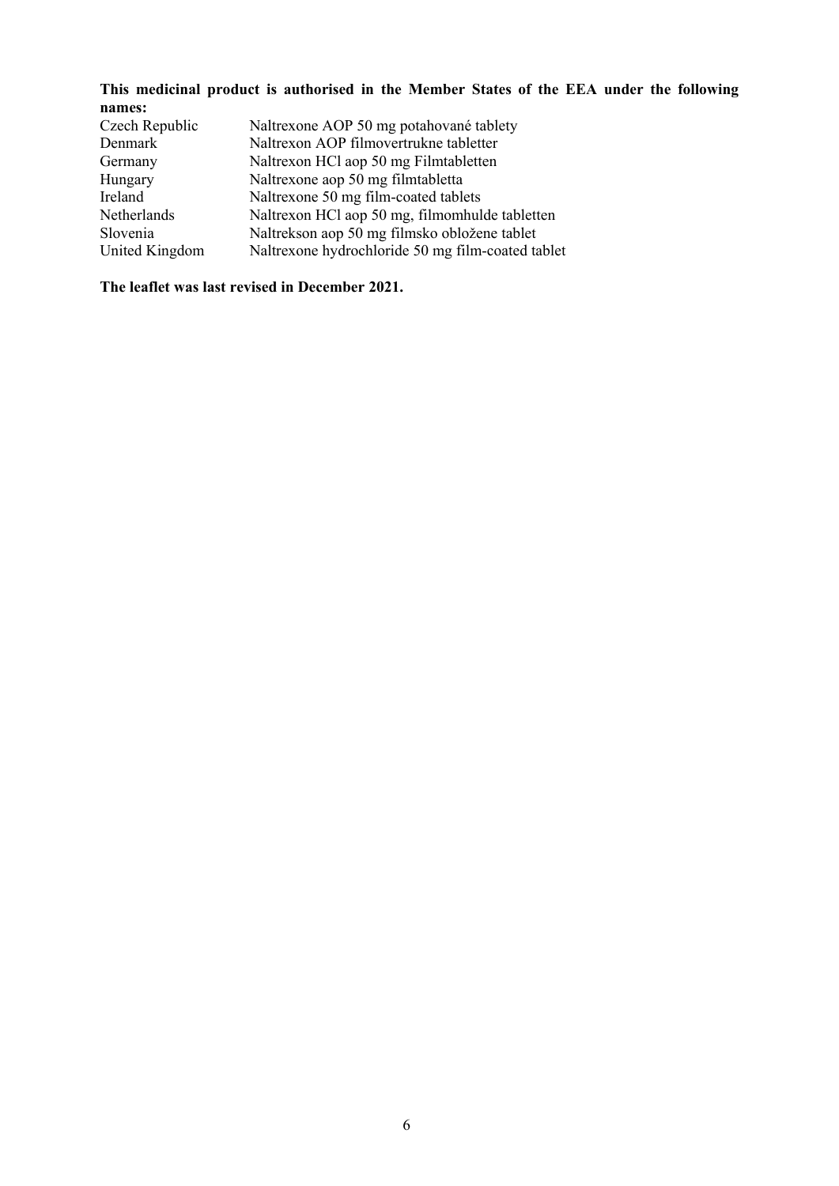**This medicinal product is authorised in the Member States of the EEA under the following names:**

| | |
|---|---|
| Czech Republic | Naltrexone AOP 50 mg potahované tablety |
| Denmark | Naltrexon AOP filmovertrukne tabletter |
| Germany | Naltrexon HCl aop 50 mg Filmtabletten |
| Hungary | Naltrexone aop 50 mg filmtabletta |
| Ireland | Naltrexone 50 mg film-coated tablets |
| Netherlands | Naltrexon HCl aop 50 mg, filmomhulde tabletten |
| Slovenia | Naltrekson aop 50 mg filmsko obložene tablet |
| United Kingdom | Naltrexone hydrochloride 50 mg film-coated tablet |

**The leaflet was last revised in December 2021.**